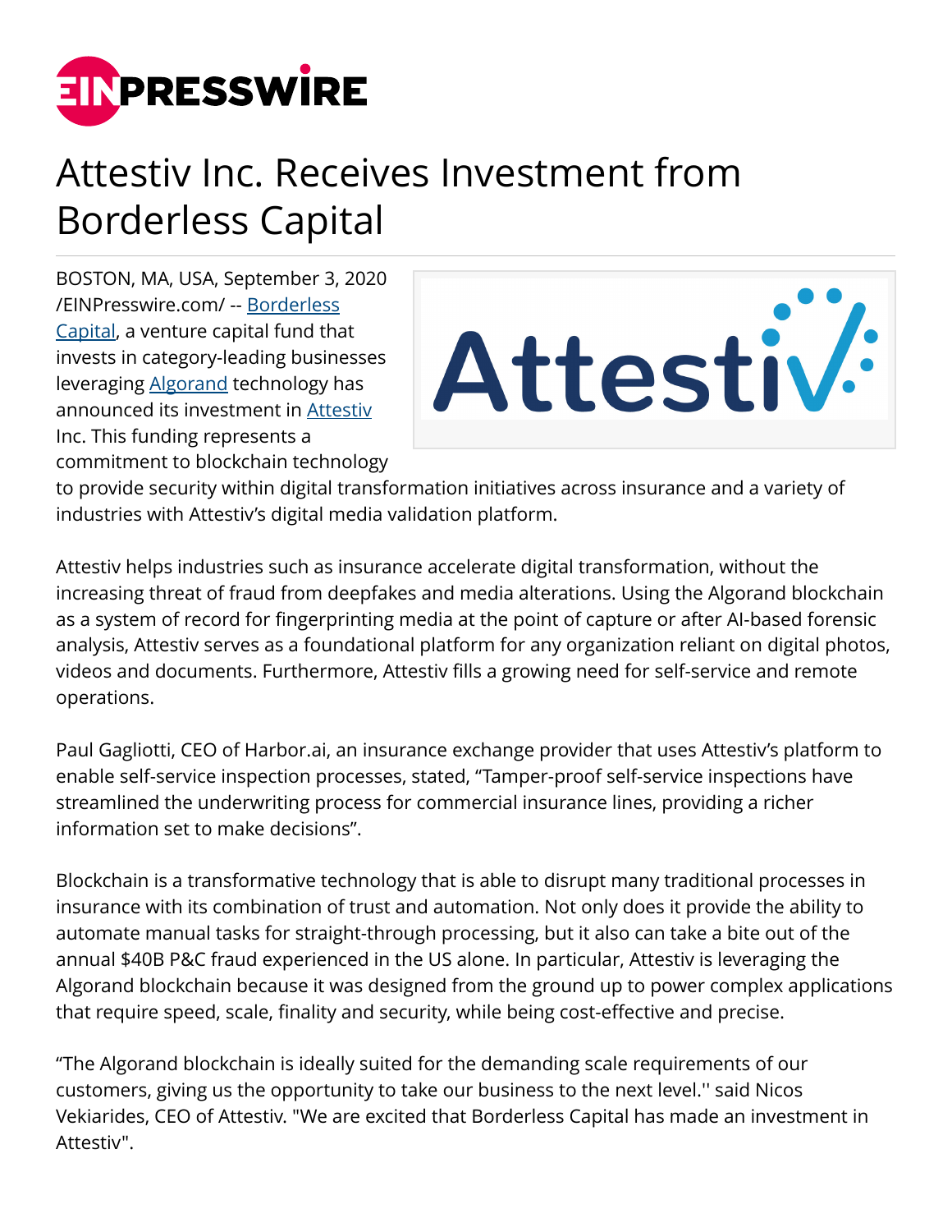# Attestiv Inc. Receives Investment from Borderless Capital

BOSTON, MA, USA, September 3, 2020 /EINPresswire.com/ -- Borderless Capital, a venture capital fund that invests in category-leading businesses leveraging Algorand technology has announced its investment in Attestiv Inc. This funding represents a commitment to blockchain technology to provide security within digital transformation initiatives across insurance and a variety of industries with Attestiv's digital media validation platform.

Attestiv helps industries such as insurance accelerate digital transformation, without the increasing threat of fraud from deepfakes and media alterations. Using the Algorand blockchain as a system of record for fingerprinting media at the point of capture or after AI-based forensic analysis, Attestiv serves as a foundational platform for any organization reliant on digital photos, videos and documents. Furthermore, Attestiv fills a growing need for self-service and remote operations.

Paul Gagliotti, CEO of Harbor.ai, an insurance exchange provider that uses Attestiv's platform to enable self-service inspection processes, stated, "Tamper-proof self-service inspections have streamlined the underwriting process for commercial insurance lines, providing a richer information set to make decisions".

Blockchain is a transformative technology that is able to disrupt many traditional processes in insurance with its combination of trust and automation. Not only does it provide the ability to automate manual tasks for straight-through processing, but it also can take a bite out of the annual $40B P&C fraud experienced in the US alone. In particular, Attestiv is leveraging the Algorand blockchain because it was designed from the ground up to power complex applications that require speed, scale, finality and security, while being cost-effective and precise.

"The Algorand blockchain is ideally suited for the demanding scale requirements of our customers, giving us the opportunity to take our business to the next level.'' said Nicos Vekiarides, CEO of Attestiv. "We are excited that Borderless Capital has made an investment in Attestiv".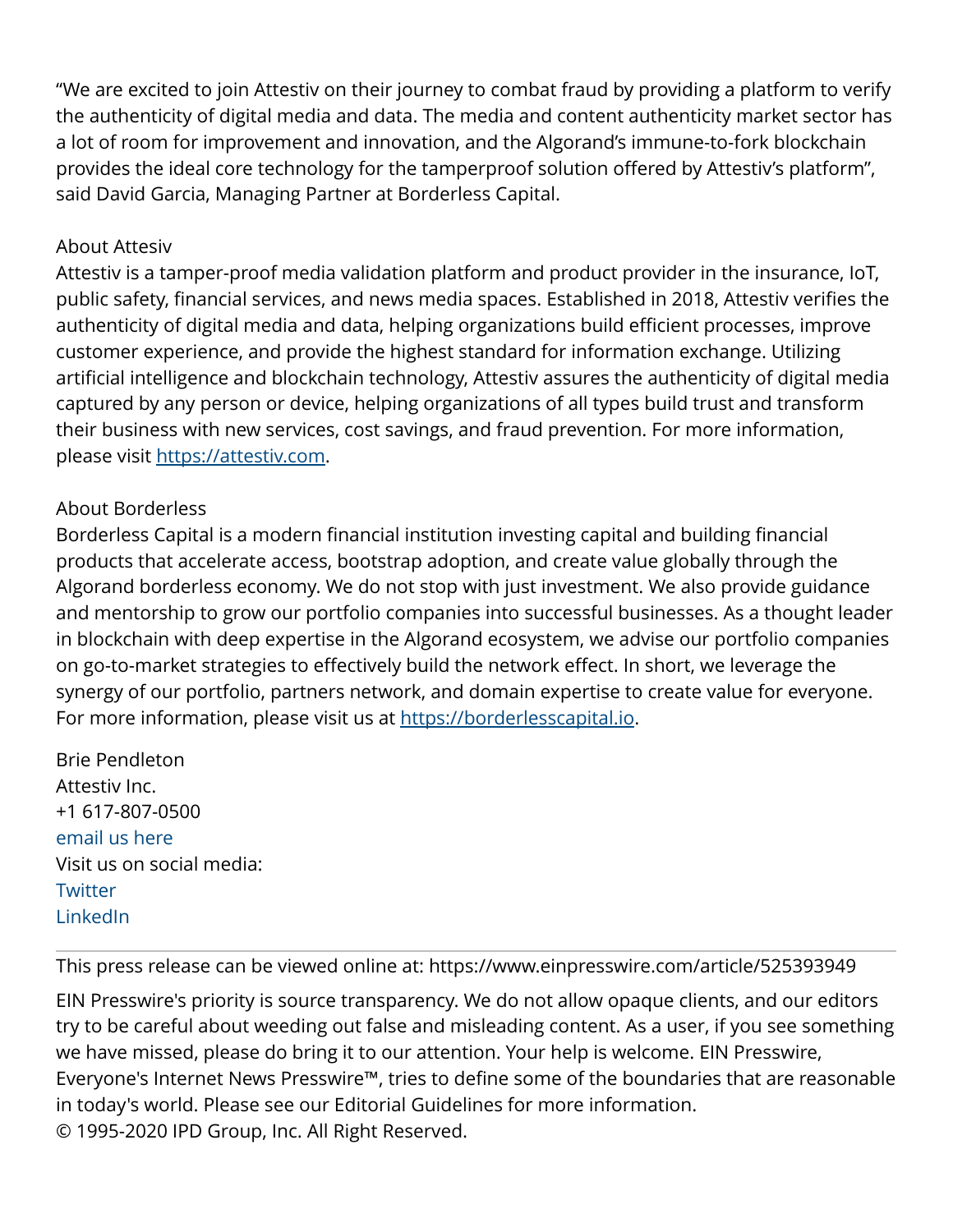“We are excited to join Attestiv on their journey to combat fraud by providing a platform to verify the authenticity of digital media and data. The media and content authenticity market sector has a lot of room for improvement and innovation, and the Algorand’s immune-to-fork blockchain provides the ideal core technology for the tamperproof solution offered by Attestiv’s platform”, said David Garcia, Managing Partner at Borderless Capital.

About Attesiv
Attestiv is a tamper-proof media validation platform and product provider in the insurance, IoT, public safety, financial services, and news media spaces. Established in 2018, Attestiv verifies the authenticity of digital media and data, helping organizations build efficient processes, improve customer experience, and provide the highest standard for information exchange. Utilizing artificial intelligence and blockchain technology, Attestiv assures the authenticity of digital media captured by any person or device, helping organizations of all types build trust and transform their business with new services, cost savings, and fraud prevention. For more information, please visit https://attestiv.com.

About Borderless
Borderless Capital is a modern financial institution investing capital and building financial products that accelerate access, bootstrap adoption, and create value globally through the Algorand borderless economy. We do not stop with just investment. We also provide guidance and mentorship to grow our portfolio companies into successful businesses. As a thought leader in blockchain with deep expertise in the Algorand ecosystem, we advise our portfolio companies on go-to-market strategies to effectively build the network effect. In short, we leverage the synergy of our portfolio, partners network, and domain expertise to create value for everyone. For more information, please visit us at https://borderlesscapital.io.

Brie Pendleton
Attestiv Inc.
+1 617-807-0500
email us here
Visit us on social media:
Twitter
LinkedIn

---

This press release can be viewed online at: https://www.einpresswire.com/article/525393949

EIN Presswire's priority is source transparency. We do not allow opaque clients, and our editors try to be careful about weeding out false and misleading content. As a user, if you see something we have missed, please do bring it to our attention. Your help is welcome. EIN Presswire, Everyone's Internet News Presswire™, tries to define some of the boundaries that are reasonable in today's world. Please see our Editorial Guidelines for more information.
© 1995-2020 IPD Group, Inc. All Right Reserved.